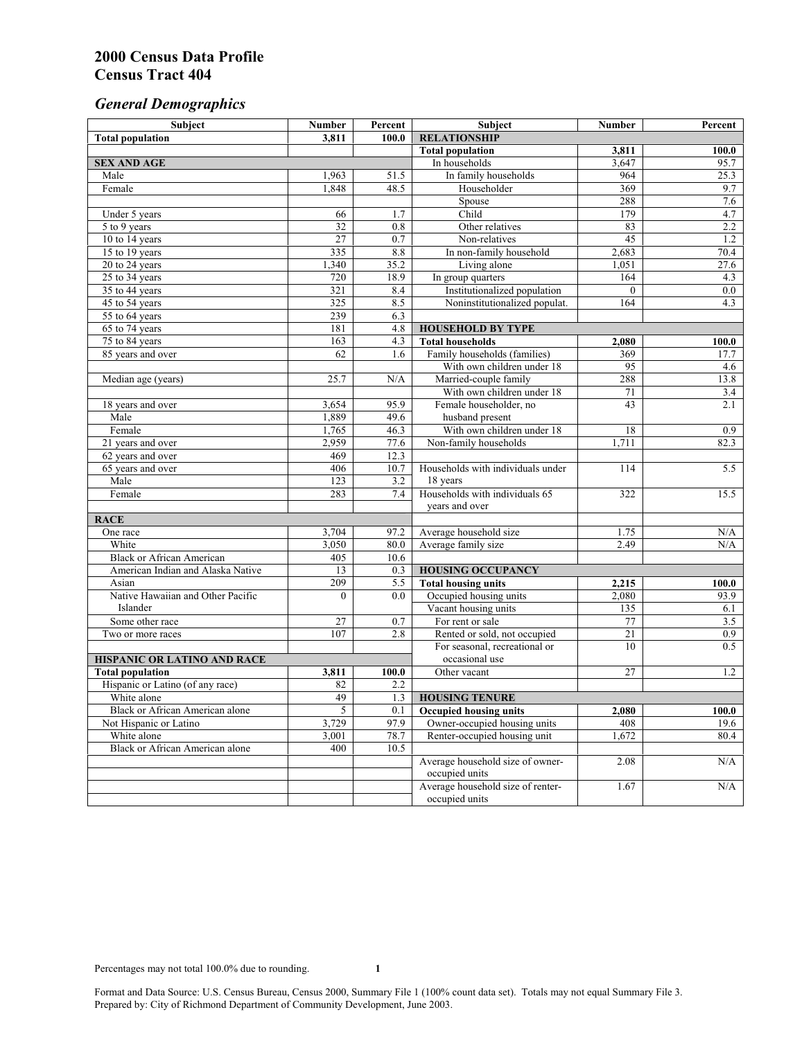# 2000 Census Data Profile
# Census Tract 404

## *General Demographics*

| Subject | Number | Percent | Subject | Number | Percent |
|---|---|---|---|---|---|
| **Total population** | **3,811** | **100.0** | **RELATIONSHIP** | | |
| | | | **Total population** | **3,811** | **100.0** |
| **SEX AND AGE** | | | In households | 3,647 | 95.7 |
| Male | 1,963 | 51.5 | In family households | 964 | 25.3 |
| Female | 1,848 | 48.5 | Householder | 369 | 9.7 |
| | | | Spouse | 288 | 7.6 |
| Under 5 years | 66 | 1.7 | Child | 179 | 4.7 |
| 5 to 9 years | 32 | 0.8 | Other relatives | 83 | 2.2 |
| 10 to 14 years | 27 | 0.7 | Non-relatives | 45 | 1.2 |
| 15 to 19 years | 335 | 8.8 | In non-family household | 2,683 | 70.4 |
| 20 to 24 years | 1,340 | 35.2 | Living alone | 1,051 | 27.6 |
| 25 to 34 years | 720 | 18.9 | In group quarters | 164 | 4.3 |
| 35 to 44 years | 321 | 8.4 | Institutionalized population | 0 | 0.0 |
| 45 to 54 years | 325 | 8.5 | Noninstitutionalized populat. | 164 | 4.3 |
| 55 to 64 years | 239 | 6.3 | | | |
| 65 to 74 years | 181 | 4.8 | **HOUSEHOLD BY TYPE** | | |
| 75 to 84 years | 163 | 4.3 | **Total households** | **2,080** | **100.0** |
| 85 years and over | 62 | 1.6 | Family households (families) | 369 | 17.7 |
| | | | With own children under 18 | 95 | 4.6 |
| Median age (years) | 25.7 | N/A | Married-couple family | 288 | 13.8 |
| | | | With own children under 18 | 71 | 3.4 |
| 18 years and over | 3,654 | 95.9 | Female householder, no husband present | 43 | 2.1 |
| Male | 1,889 | 49.6 | | | |
| Female | 1,765 | 46.3 | With own children under 18 | 18 | 0.9 |
| 21 years and over | 2,959 | 77.6 | Non-family households | 1,711 | 82.3 |
| 62 years and over | 469 | 12.3 | | | |
| 65 years and over | 406 | 10.7 | Households with individuals under 18 years | 114 | 5.5 |
| Male | 123 | 3.2 | | | |
| Female | 283 | 7.4 | Households with individuals 65 years and over | 322 | 15.5 |
| **RACE** | | | | | |
| One race | 3,704 | 97.2 | Average household size | 1.75 | N/A |
| White | 3,050 | 80.0 | Average family size | 2.49 | N/A |
| Black or African American | 405 | 10.6 | | | |
| American Indian and Alaska Native | 13 | 0.3 | **HOUSING OCCUPANCY** | | |
| Asian | 209 | 5.5 | **Total housing units** | **2,215** | **100.0** |
| Native Hawaiian and Other Pacific Islander | 0 | 0.0 | Occupied housing units | 2,080 | 93.9 |
| | | | Vacant housing units | 135 | 6.1 |
| Some other race | 27 | 0.7 | For rent or sale | 77 | 3.5 |
| Two or more races | 107 | 2.8 | Rented or sold, not occupied | 21 | 0.9 |
| | | | For seasonal, recreational or occasional use | 10 | 0.5 |
| **HISPANIC OR LATINO AND RACE** | | | | | |
| **Total population** | **3,811** | **100.0** | Other vacant | 27 | 1.2 |
| Hispanic or Latino (of any race) | 82 | 2.2 | | | |
| White alone | 49 | 1.3 | **HOUSING TENURE** | | |
| Black or African American alone | 5 | 0.1 | **Occupied housing units** | **2,080** | **100.0** |
| Not Hispanic or Latino | 3,729 | 97.9 | Owner-occupied housing units | 408 | 19.6 |
| White alone | 3,001 | 78.7 | Renter-occupied housing unit | 1,672 | 80.4 |
| Black or African American alone | 400 | 10.5 | | | |
| | | | Average household size of owner-occupied units | 2.08 | N/A |
| | | | Average household size of renter-occupied units | 1.67 | N/A |

Percentages may not total 100.0% due to rounding.

Format and Data Source: U.S. Census Bureau, Census 2000, Summary File 1 (100% count data set). Totals may not equal Summary File 3.
Prepared by: City of Richmond Department of Community Development, June 2003.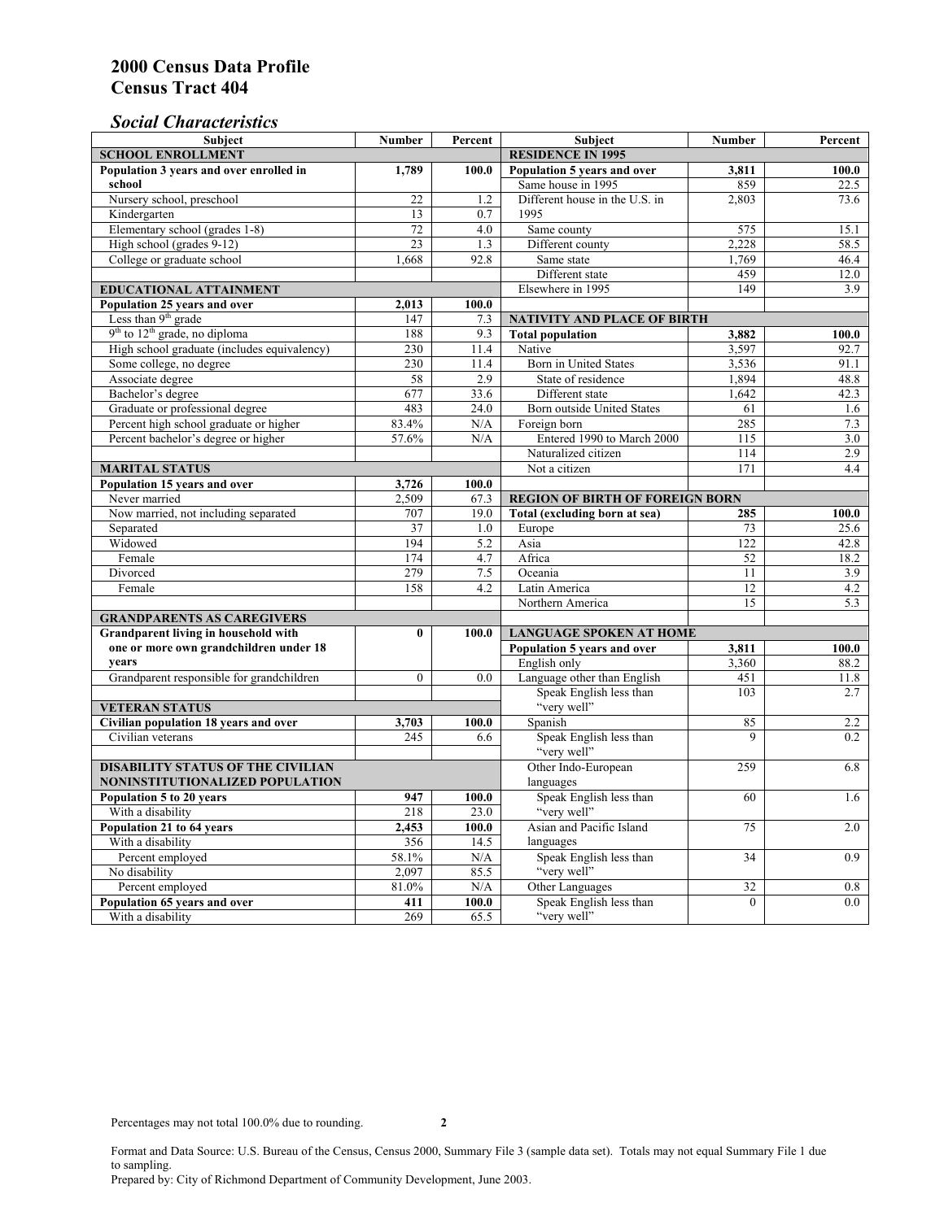# 2000 Census Data Profile
# Census Tract 404

## *Social Characteristics*

| Subject | Number | Percent |
|---|---|---|
| **SCHOOL ENROLLMENT** | | |
| **Population 3 years and over enrolled in school** | **1,789** | **100.0** |
| Nursery school, preschool | 22 | 1.2 |
| Kindergarten | 13 | 0.7 |
| Elementary school (grades 1-8) | 72 | 4.0 |
| High school (grades 9-12) | 23 | 1.3 |
| College or graduate school | 1,668 | 92.8 |
| **EDUCATIONAL ATTAINMENT** | | |
| **Population 25 years and over** | **2,013** | **100.0** |
| Less than 9th grade | 147 | 7.3 |
| 9th to 12th grade, no diploma | 188 | 9.3 |
| High school graduate (includes equivalency) | 230 | 11.4 |
| Some college, no degree | 230 | 11.4 |
| Associate degree | 58 | 2.9 |
| Bachelor's degree | 677 | 33.6 |
| Graduate or professional degree | 483 | 24.0 |
| Percent high school graduate or higher | 83.4% | N/A |
| Percent bachelor's degree or higher | 57.6% | N/A |
| **MARITAL STATUS** | | |
| **Population 15 years and over** | **3,726** | **100.0** |
| Never married | 2,509 | 67.3 |
| Now married, not including separated | 707 | 19.0 |
| Separated | 37 | 1.0 |
| Widowed | 194 | 5.2 |
| Female | 174 | 4.7 |
| Divorced | 279 | 7.5 |
| Female | 158 | 4.2 |
| **GRANDPARENTS AS CAREGIVERS** | | |
| **Grandparent living in household with one or more own grandchildren under 18 years** | **0** | **100.0** |
| Grandparent responsible for grandchildren | 0 | 0.0 |
| **VETERAN STATUS** | | |
| **Civilian population 18 years and over** | **3,703** | **100.0** |
| Civilian veterans | 245 | 6.6 |
| **DISABILITY STATUS OF THE CIVILIAN NONINSTITUTIONALIZED POPULATION** | | |
| **Population 5 to 20 years** | **947** | **100.0** |
| With a disability | 218 | 23.0 |
| **Population 21 to 64 years** | **2,453** | **100.0** |
| With a disability | 356 | 14.5 |
| Percent employed | 58.1% | N/A |
| No disability | 2,097 | 85.5 |
| Percent employed | 81.0% | N/A |
| **Population 65 years and over** | **411** | **100.0** |
| With a disability | 269 | 65.5 |

| Subject | Number | Percent |
|---|---|---|
| **RESIDENCE IN 1995** | | |
| **Population 5 years and over** | **3,811** | **100.0** |
| Same house in 1995 | 859 | 22.5 |
| Different house in the U.S. in 1995 | 2,803 | 73.6 |
| Same county | 575 | 15.1 |
| Different county | 2,228 | 58.5 |
| Same state | 1,769 | 46.4 |
| Different state | 459 | 12.0 |
| Elsewhere in 1995 | 149 | 3.9 |
| **NATIVITY AND PLACE OF BIRTH** | | |
| **Total population** | **3,882** | **100.0** |
| Native | 3,597 | 92.7 |
| Born in United States | 3,536 | 91.1 |
| State of residence | 1,894 | 48.8 |
| Different state | 1,642 | 42.3 |
| Born outside United States | 61 | 1.6 |
| Foreign born | 285 | 7.3 |
| Entered 1990 to March 2000 | 115 | 3.0 |
| Naturalized citizen | 114 | 2.9 |
| Not a citizen | 171 | 4.4 |
| **REGION OF BIRTH OF FOREIGN BORN** | | |
| **Total (excluding born at sea)** | **285** | **100.0** |
| Europe | 73 | 25.6 |
| Asia | 122 | 42.8 |
| Africa | 52 | 18.2 |
| Oceania | 11 | 3.9 |
| Latin America | 12 | 4.2 |
| Northern America | 15 | 5.3 |
| **LANGUAGE SPOKEN AT HOME** | | |
| **Population 5 years and over** | **3,811** | **100.0** |
| English only | 3,360 | 88.2 |
| Language other than English | 451 | 11.8 |
| Speak English less than "very well" | 103 | 2.7 |
| Spanish | 85 | 2.2 |
| Speak English less than "very well" | 9 | 0.2 |
| Other Indo-European languages | 259 | 6.8 |
| Speak English less than "very well" | 60 | 1.6 |
| Asian and Pacific Island languages | 75 | 2.0 |
| Speak English less than "very well" | 34 | 0.9 |
| Other Languages | 32 | 0.8 |
| Speak English less than "very well" | 0 | 0.0 |

Percentages may not total 100.0% due to rounding.

Format and Data Source: U.S. Bureau of the Census, Census 2000, Summary File 3 (sample data set). Totals may not equal Summary File 1 due to sampling.
Prepared by: City of Richmond Department of Community Development, June 2003.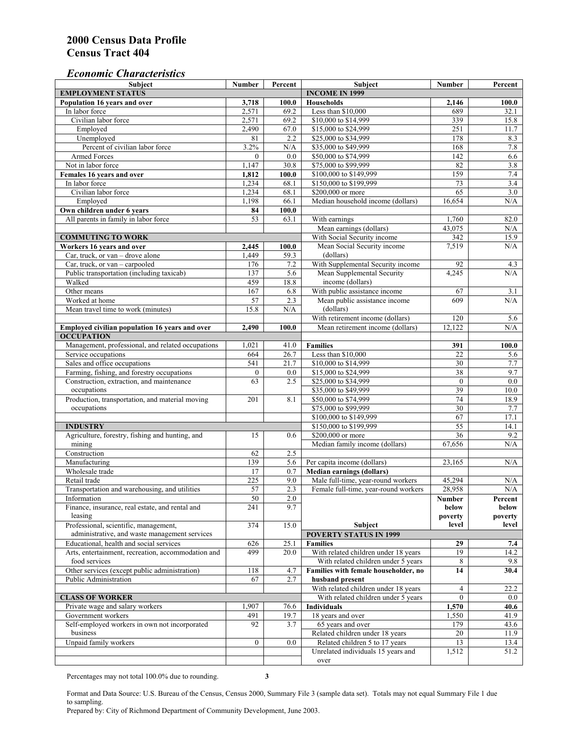# 2000 Census Data Profile
# Census Tract 404

## *Economic Characteristics*

| Subject | Number | Percent |
|---|---|---|
| **EMPLOYMENT STATUS** | | |
| **Population 16 years and over** | **3,718** | **100.0** |
| In labor force | 2,571 | 69.2 |
| Civilian labor force | 2,571 | 69.2 |
| Employed | 2,490 | 67.0 |
| Unemployed | 81 | 2.2 |
| Percent of civilian labor force | 3.2% | N/A |
| Armed Forces | 0 | 0.0 |
| Not in labor force | 1,147 | 30.8 |
| **Females 16 years and over** | **1,812** | **100.0** |
| In labor force | 1,234 | 68.1 |
| Civilian labor force | 1,234 | 68.1 |
| Employed | 1,198 | 66.1 |
| **Own children under 6 years** | **84** | **100.0** |
| All parents in family in labor force | 53 | 63.1 |
| **COMMUTING TO WORK** | | |
| **Workers 16 years and over** | **2,445** | **100.0** |
| Car, truck, or van – drove alone | 1,449 | 59.3 |
| Car, truck, or van – carpooled | 176 | 7.2 |
| Public transportation (including taxicab) | 137 | 5.6 |
| Walked | 459 | 18.8 |
| Other means | 167 | 6.8 |
| Worked at home | 57 | 2.3 |
| Mean travel time to work (minutes) | 15.8 | N/A |
| **Employed civilian population 16 years and over** | **2,490** | **100.0** |
| **OCCUPATION** | | |
| Management, professional, and related occupations | 1,021 | 41.0 |
| Service occupations | 664 | 26.7 |
| Sales and office occupations | 541 | 21.7 |
| Farming, fishing, and forestry occupations | 0 | 0.0 |
| Construction, extraction, and maintenance occupations | 63 | 2.5 |
| Production, transportation, and material moving occupations | 201 | 8.1 |
| **INDUSTRY** | | |
| Agriculture, forestry, fishing and hunting, and mining | 15 | 0.6 |
| Construction | 62 | 2.5 |
| Manufacturing | 139 | 5.6 |
| Wholesale trade | 17 | 0.7 |
| Retail trade | 225 | 9.0 |
| Transportation and warehousing, and utilities | 57 | 2.3 |
| Information | 50 | 2.0 |
| Finance, insurance, real estate, and rental and leasing | 241 | 9.7 |
| Professional, scientific, management, administrative, and waste management services | 374 | 15.0 |
| Educational, health and social services | 626 | 25.1 |
| Arts, entertainment, recreation, accommodation and food services | 499 | 20.0 |
| Other services (except public administration) | 118 | 4.7 |
| Public Administration | 67 | 2.7 |
| **CLASS OF WORKER** | | |
| Private wage and salary workers | 1,907 | 76.6 |
| Government workers | 491 | 19.7 |
| Self-employed workers in own not incorporated business | 92 | 3.7 |
| Unpaid family workers | 0 | 0.0 |

| Subject | Number | Percent |
|---|---|---|
| **INCOME IN 1999** | | |
| **Households** | **2,146** | **100.0** |
| Less than $10,000 | 689 | 32.1 |
| $10,000 to $14,999 | 339 | 15.8 |
| $15,000 to $24,999 | 251 | 11.7 |
| $25,000 to $34,999 | 178 | 8.3 |
| $35,000 to $49,999 | 168 | 7.8 |
| $50,000 to $74,999 | 142 | 6.6 |
| $75,000 to $99,999 | 82 | 3.8 |
| $100,000 to $149,999 | 159 | 7.4 |
| $150,000 to $199,999 | 73 | 3.4 |
| $200,000 or more | 65 | 3.0 |
| Median household income (dollars) | 16,654 | N/A |
| With earnings | 1,760 | 82.0 |
| Mean earnings (dollars) | 43,075 | N/A |
| With Social Security income | 342 | 15.9 |
| Mean Social Security income (dollars) | 7,519 | N/A |
| With Supplemental Security income | 92 | 4.3 |
| Mean Supplemental Security income (dollars) | 4,245 | N/A |
| With public assistance income | 67 | 3.1 |
| Mean public assistance income (dollars) | 609 | N/A |
| With retirement income (dollars) | 120 | 5.6 |
| Mean retirement income (dollars) | 12,122 | N/A |
| **Families** | **391** | **100.0** |
| Less than $10,000 | 22 | 5.6 |
| $10,000 to $14,999 | 30 | 7.7 |
| $15,000 to $24,999 | 38 | 9.7 |
| $25,000 to $34,999 | 0 | 0.0 |
| $35,000 to $49,999 | 39 | 10.0 |
| $50,000 to $74,999 | 74 | 18.9 |
| $75,000 to $99,999 | 30 | 7.7 |
| $100,000 to $149,999 | 67 | 17.1 |
| $150,000 to $199,999 | 55 | 14.1 |
| $200,000 or more | 36 | 9.2 |
| Median family income (dollars) | 67,656 | N/A |
| Per capita income (dollars) | 23,165 | N/A |
| **Median earnings (dollars)** | | |
| Male full-time, year-round workers | 45,294 | N/A |
| Female full-time, year-round workers | 28,958 | N/A |

| Subject | Number below poverty level | Percent below poverty level |
|---|---|---|
| **POVERTY STATUS IN 1999** | | |
| **Families** | **29** | **7.4** |
| With related children under 18 years | 19 | 14.2 |
| With related children under 5 years | 8 | 9.8 |
| **Families with female householder, no husband present** | **14** | **30.4** |
| With related children under 18 years | 4 | 22.2 |
| With related children under 5 years | 0 | 0.0 |
| **Individuals** | **1,570** | **40.6** |
| 18 years and over | 1,550 | 41.9 |
| 65 years and over | 179 | 43.6 |
| Related children under 18 years | 20 | 11.9 |
| Related children 5 to 17 years | 13 | 13.4 |
| Unrelated individuals 15 years and over | 1,512 | 51.2 |

Percentages may not total 100.0% due to rounding.

Format and Data Source: U.S. Bureau of the Census, Census 2000, Summary File 3 (sample data set). Totals may not equal Summary File 1 due to sampling.
Prepared by: City of Richmond Department of Community Development, June 2003.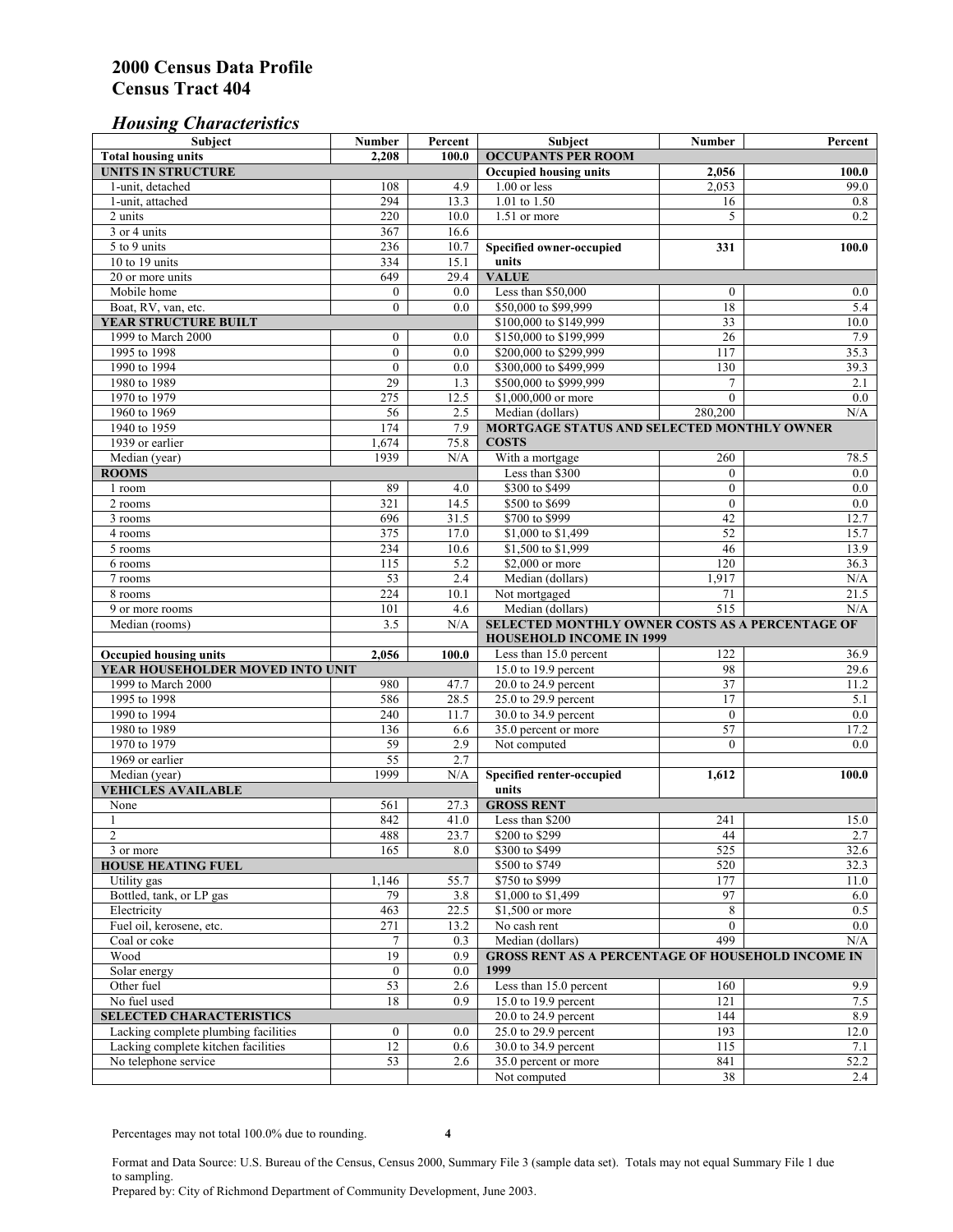# 2000 Census Data Profile
# Census Tract 404

## *Housing Characteristics*

| Subject | Number | Percent |
|---|---|---|
| **Total housing units** | **2,208** | **100.0** |
| **UNITS IN STRUCTURE** | | |
| 1-unit, detached | 108 | 4.9 |
| 1-unit, attached | 294 | 13.3 |
| 2 units | 220 | 10.0 |
| 3 or 4 units | 367 | 16.6 |
| 5 to 9 units | 236 | 10.7 |
| 10 to 19 units | 334 | 15.1 |
| 20 or more units | 649 | 29.4 |
| Mobile home | 0 | 0.0 |
| Boat, RV, van, etc. | 0 | 0.0 |
| **YEAR STRUCTURE BUILT** | | |
| 1999 to March 2000 | 0 | 0.0 |
| 1995 to 1998 | 0 | 0.0 |
| 1990 to 1994 | 0 | 0.0 |
| 1980 to 1989 | 29 | 1.3 |
| 1970 to 1979 | 275 | 12.5 |
| 1960 to 1969 | 56 | 2.5 |
| 1940 to 1959 | 174 | 7.9 |
| 1939 or earlier | 1,674 | 75.8 |
| Median (year) | 1939 | N/A |
| **ROOMS** | | |
| 1 room | 89 | 4.0 |
| 2 rooms | 321 | 14.5 |
| 3 rooms | 696 | 31.5 |
| 4 rooms | 375 | 17.0 |
| 5 rooms | 234 | 10.6 |
| 6 rooms | 115 | 5.2 |
| 7 rooms | 53 | 2.4 |
| 8 rooms | 224 | 10.1 |
| 9 or more rooms | 101 | 4.6 |
| Median (rooms) | 3.5 | N/A |
| | | |
| **Occupied housing units** | **2,056** | **100.0** |
| **YEAR HOUSEHOLDER MOVED INTO UNIT** | | |
| 1999 to March 2000 | 980 | 47.7 |
| 1995 to 1998 | 586 | 28.5 |
| 1990 to 1994 | 240 | 11.7 |
| 1980 to 1989 | 136 | 6.6 |
| 1970 to 1979 | 59 | 2.9 |
| 1969 or earlier | 55 | 2.7 |
| Median (year) | 1999 | N/A |
| **VEHICLES AVAILABLE** | | |
| None | 561 | 27.3 |
| 1 | 842 | 41.0 |
| 2 | 488 | 23.7 |
| 3 or more | 165 | 8.0 |
| **HOUSE HEATING FUEL** | | |
| Utility gas | 1,146 | 55.7 |
| Bottled, tank, or LP gas | 79 | 3.8 |
| Electricity | 463 | 22.5 |
| Fuel oil, kerosene, etc. | 271 | 13.2 |
| Coal or coke | 7 | 0.3 |
| Wood | 19 | 0.9 |
| Solar energy | 0 | 0.0 |
| Other fuel | 53 | 2.6 |
| No fuel used | 18 | 0.9 |
| **SELECTED CHARACTERISTICS** | | |
| Lacking complete plumbing facilities | 0 | 0.0 |
| Lacking complete kitchen facilities | 12 | 0.6 |
| No telephone service | 53 | 2.6 |

| Subject | Number | Percent |
|---|---|---|
| **OCCUPANTS PER ROOM** | | |
| **Occupied housing units** | **2,056** | **100.0** |
| 1.00 or less | 2,053 | 99.0 |
| 1.01 to 1.50 | 16 | 0.8 |
| 1.51 or more | 5 | 0.2 |
| | | |
| **Specified owner-occupied units** | **331** | **100.0** |
| **VALUE** | | |
| Less than $50,000 | 0 | 0.0 |
| $50,000 to $99,999 | 18 | 5.4 |
| $100,000 to $149,999 | 33 | 10.0 |
| $150,000 to $199,999 | 26 | 7.9 |
| $200,000 to $299,999 | 117 | 35.3 |
| $300,000 to $499,999 | 130 | 39.3 |
| $500,000 to $999,999 | 7 | 2.1 |
| $1,000,000 or more | 0 | 0.0 |
| Median (dollars) | 280,200 | N/A |
| **MORTGAGE STATUS AND SELECTED MONTHLY OWNER COSTS** | | |
| With a mortgage | 260 | 78.5 |
| Less than $300 | 0 | 0.0 |
| $300 to $499 | 0 | 0.0 |
| $500 to $699 | 0 | 0.0 |
| $700 to $999 | 42 | 12.7 |
| $1,000 to $1,499 | 52 | 15.7 |
| $1,500 to $1,999 | 46 | 13.9 |
| $2,000 or more | 120 | 36.3 |
| Median (dollars) | 1,917 | N/A |
| Not mortgaged | 71 | 21.5 |
| Median (dollars) | 515 | N/A |
| **SELECTED MONTHLY OWNER COSTS AS A PERCENTAGE OF HOUSEHOLD INCOME IN 1999** | | |
| Less than 15.0 percent | 122 | 36.9 |
| 15.0 to 19.9 percent | 98 | 29.6 |
| 20.0 to 24.9 percent | 37 | 11.2 |
| 25.0 to 29.9 percent | 17 | 5.1 |
| 30.0 to 34.9 percent | 0 | 0.0 |
| 35.0 percent or more | 57 | 17.2 |
| Not computed | 0 | 0.0 |
| | | |
| **Specified renter-occupied units** | **1,612** | **100.0** |
| **GROSS RENT** | | |
| Less than $200 | 241 | 15.0 |
| $200 to $299 | 44 | 2.7 |
| $300 to $499 | 525 | 32.6 |
| $500 to $749 | 520 | 32.3 |
| $750 to $999 | 177 | 11.0 |
| $1,000 to $1,499 | 97 | 6.0 |
| $1,500 or more | 8 | 0.5 |
| No cash rent | 0 | 0.0 |
| Median (dollars) | 499 | N/A |
| **GROSS RENT AS A PERCENTAGE OF HOUSEHOLD INCOME IN 1999** | | |
| Less than 15.0 percent | 160 | 9.9 |
| 15.0 to 19.9 percent | 121 | 7.5 |
| 20.0 to 24.9 percent | 144 | 8.9 |
| 25.0 to 29.9 percent | 193 | 12.0 |
| 30.0 to 34.9 percent | 115 | 7.1 |
| 35.0 percent or more | 841 | 52.2 |
| Not computed | 38 | 2.4 |

Percentages may not total 100.0% due to rounding.

Format and Data Source: U.S. Bureau of the Census, Census 2000, Summary File 3 (sample data set). Totals may not equal Summary File 1 due to sampling.
Prepared by: City of Richmond Department of Community Development, June 2003.